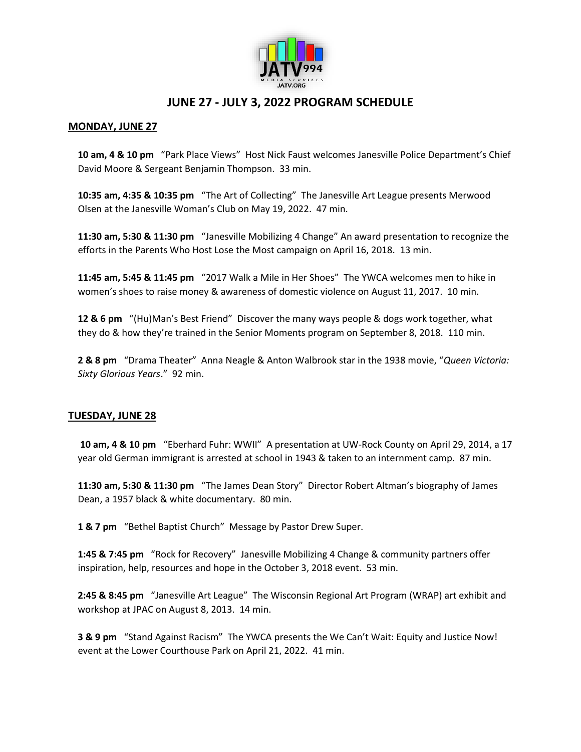# JUNE 27 - JULY 3, 2022 PROGRAM SCHEDULE

## MONDAY, JUNE 27

**10 am, 4 & 10 pm** "Park Place Views" Host Nick Faust welcomes Janesville Police Department's Chief David Moore & Sergeant Benjamin Thompson. 33 min.

**10:35 am, 4:35 & 10:35 pm** "The Art of Collecting" The Janesville Art League presents Merwood Olsen at the Janesville Woman's Club on May 19, 2022. 47 min.

**11:30 am, 5:30 & 11:30 pm** "Janesville Mobilizing 4 Change" An award presentation to recognize the efforts in the Parents Who Host Lose the Most campaign on April 16, 2018. 13 min.

**11:45 am, 5:45 & 11:45 pm** "2017 Walk a Mile in Her Shoes" The YWCA welcomes men to hike in women's shoes to raise money & awareness of domestic violence on August 11, 2017. 10 min.

**12 & 6 pm** "(Hu)Man's Best Friend" Discover the many ways people & dogs work together, what they do & how they're trained in the Senior Moments program on September 8, 2018. 110 min.

**2 & 8 pm** "Drama Theater" Anna Neagle & Anton Walbrook star in the 1938 movie, "*Queen Victoria: Sixty Glorious Years*." 92 min.

## TUESDAY, JUNE 28

**10 am, 4 & 10 pm** "Eberhard Fuhr: WWII" A presentation at UW-Rock County on April 29, 2014, a 17 year old German immigrant is arrested at school in 1943 & taken to an internment camp. 87 min.

**11:30 am, 5:30 & 11:30 pm** "The James Dean Story" Director Robert Altman's biography of James Dean, a 1957 black & white documentary. 80 min.

**1 & 7 pm** "Bethel Baptist Church" Message by Pastor Drew Super.

**1:45 & 7:45 pm** "Rock for Recovery" Janesville Mobilizing 4 Change & community partners offer inspiration, help, resources and hope in the October 3, 2018 event. 53 min.

**2:45 & 8:45 pm** "Janesville Art League" The Wisconsin Regional Art Program (WRAP) art exhibit and workshop at JPAC on August 8, 2013. 14 min.

**3 & 9 pm** "Stand Against Racism" The YWCA presents the We Can't Wait: Equity and Justice Now! event at the Lower Courthouse Park on April 21, 2022. 41 min.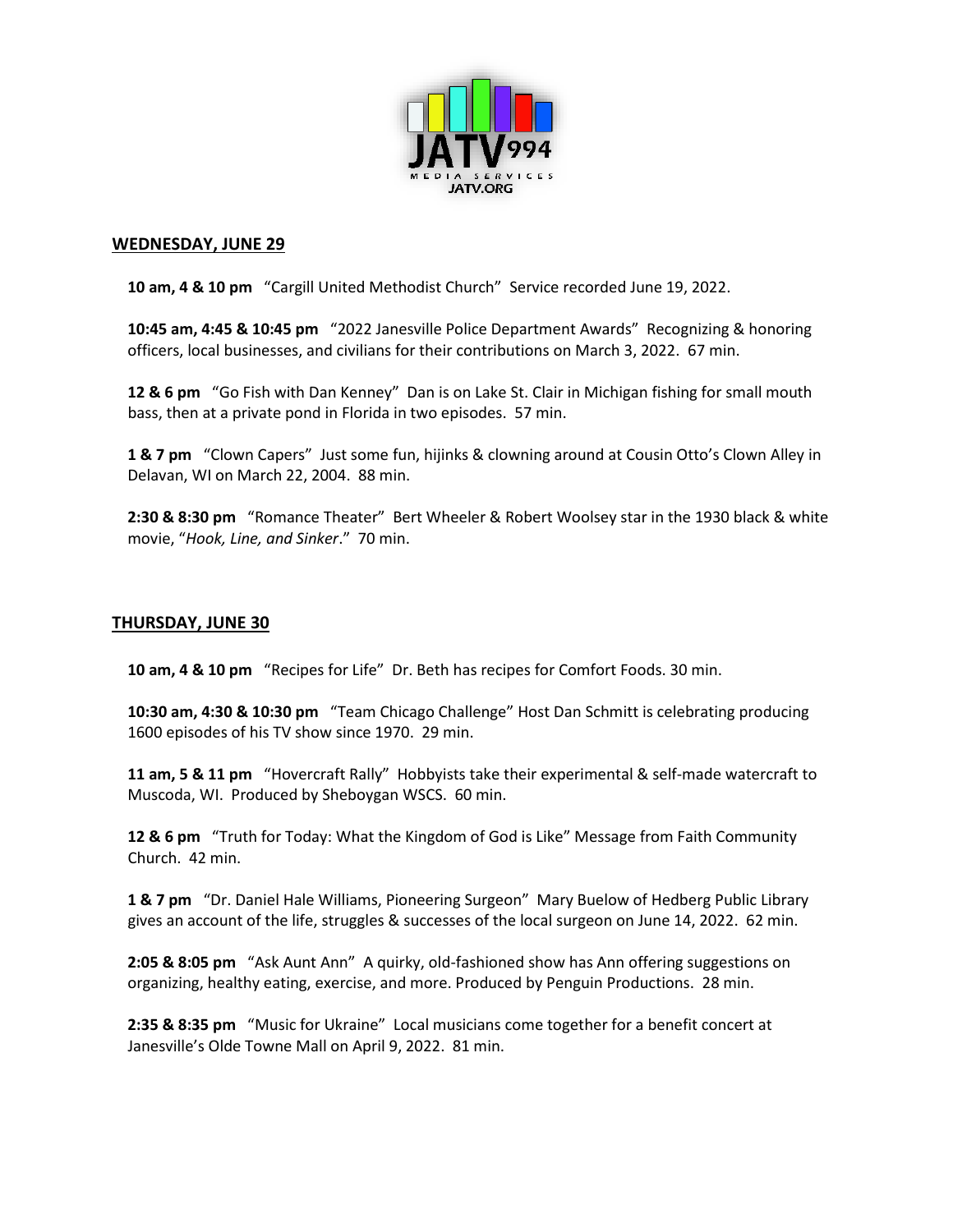## WEDNESDAY, JUNE 29

**10 am, 4 & 10 pm** “Cargill United Methodist Church” Service recorded June 19, 2022.

**10:45 am, 4:45 & 10:45 pm** “2022 Janesville Police Department Awards” Recognizing & honoring officers, local businesses, and civilians for their contributions on March 3, 2022. 67 min.

**12 & 6 pm** “Go Fish with Dan Kenney” Dan is on Lake St. Clair in Michigan fishing for small mouth bass, then at a private pond in Florida in two episodes. 57 min.

**1 & 7 pm** “Clown Capers” Just some fun, hijinks & clowning around at Cousin Otto’s Clown Alley in Delavan, WI on March 22, 2004. 88 min.

**2:30 & 8:30 pm** “Romance Theater” Bert Wheeler & Robert Woolsey star in the 1930 black & white movie, “*Hook, Line, and Sinker*.” 70 min.

## THURSDAY, JUNE 30

**10 am, 4 & 10 pm** “Recipes for Life” Dr. Beth has recipes for Comfort Foods. 30 min.

**10:30 am, 4:30 & 10:30 pm** “Team Chicago Challenge” Host Dan Schmitt is celebrating producing 1600 episodes of his TV show since 1970. 29 min.

**11 am, 5 & 11 pm** “Hovercraft Rally” Hobbyists take their experimental & self-made watercraft to Muscoda, WI. Produced by Sheboygan WSCS. 60 min.

**12 & 6 pm** “Truth for Today: What the Kingdom of God is Like” Message from Faith Community Church. 42 min.

**1 & 7 pm** “Dr. Daniel Hale Williams, Pioneering Surgeon” Mary Buelow of Hedberg Public Library gives an account of the life, struggles & successes of the local surgeon on June 14, 2022. 62 min.

**2:05 & 8:05 pm** “Ask Aunt Ann” A quirky, old-fashioned show has Ann offering suggestions on organizing, healthy eating, exercise, and more. Produced by Penguin Productions. 28 min.

**2:35 & 8:35 pm** “Music for Ukraine” Local musicians come together for a benefit concert at Janesville’s Olde Towne Mall on April 9, 2022. 81 min.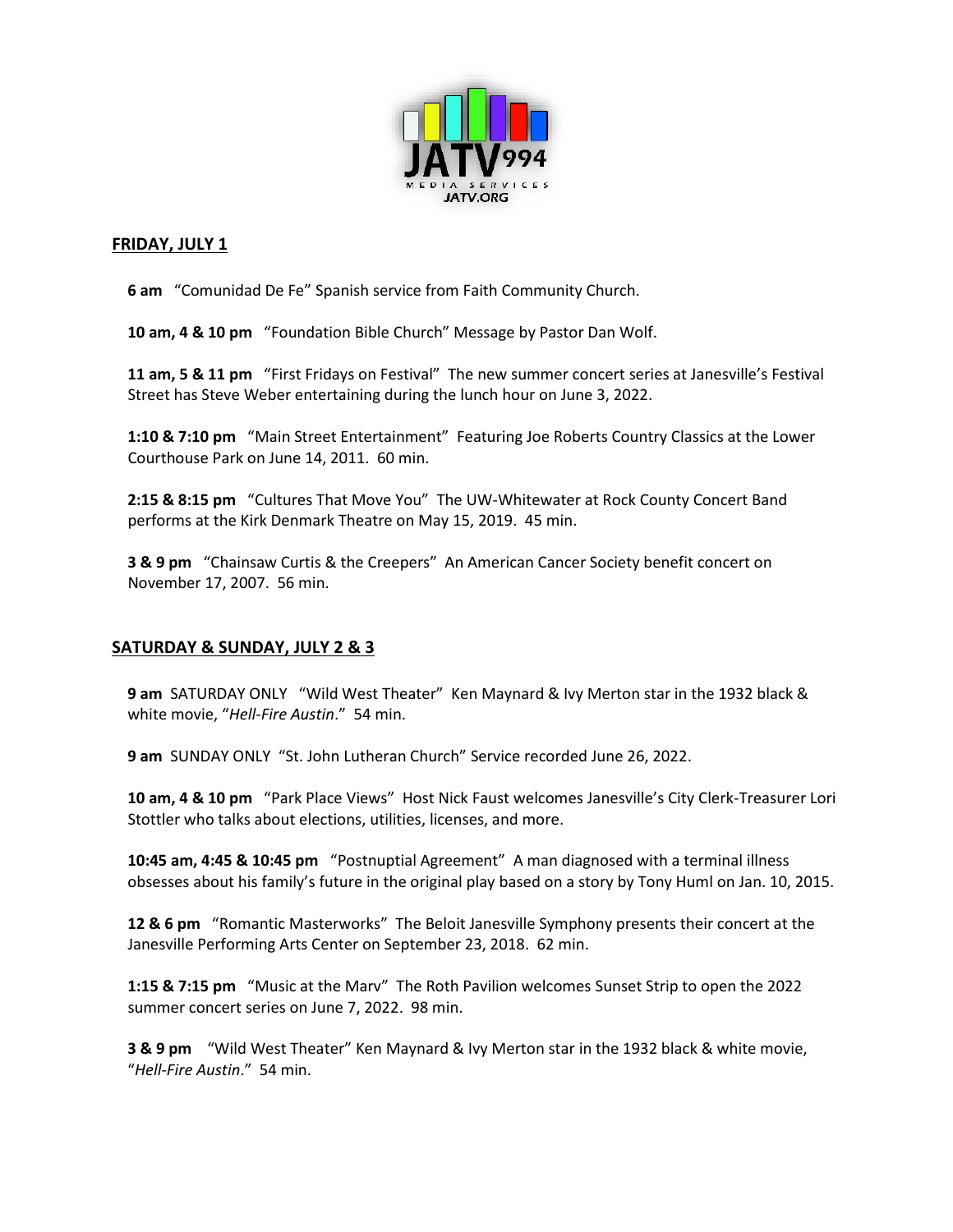## FRIDAY, JULY 1

**6 am** "Comunidad De Fe" Spanish service from Faith Community Church.

**10 am, 4 & 10 pm** "Foundation Bible Church" Message by Pastor Dan Wolf.

**11 am, 5 & 11 pm** "First Fridays on Festival" The new summer concert series at Janesville's Festival Street has Steve Weber entertaining during the lunch hour on June 3, 2022.

**1:10 & 7:10 pm** "Main Street Entertainment" Featuring Joe Roberts Country Classics at the Lower Courthouse Park on June 14, 2011. 60 min.

**2:15 & 8:15 pm** "Cultures That Move You" The UW-Whitewater at Rock County Concert Band performs at the Kirk Denmark Theatre on May 15, 2019. 45 min.

**3 & 9 pm** "Chainsaw Curtis & the Creepers" An American Cancer Society benefit concert on November 17, 2007. 56 min.

## SATURDAY & SUNDAY, JULY 2 & 3

**9 am** SATURDAY ONLY "Wild West Theater" Ken Maynard & Ivy Merton star in the 1932 black & white movie, "*Hell-Fire Austin*." 54 min.

**9 am** SUNDAY ONLY "St. John Lutheran Church" Service recorded June 26, 2022.

**10 am, 4 & 10 pm** "Park Place Views" Host Nick Faust welcomes Janesville's City Clerk-Treasurer Lori Stottler who talks about elections, utilities, licenses, and more.

**10:45 am, 4:45 & 10:45 pm** "Postnuptial Agreement" A man diagnosed with a terminal illness obsesses about his family's future in the original play based on a story by Tony Huml on Jan. 10, 2015.

**12 & 6 pm** "Romantic Masterworks" The Beloit Janesville Symphony presents their concert at the Janesville Performing Arts Center on September 23, 2018. 62 min.

**1:15 & 7:15 pm** "Music at the Marv" The Roth Pavilion welcomes Sunset Strip to open the 2022 summer concert series on June 7, 2022. 98 min.

**3 & 9 pm** "Wild West Theater" Ken Maynard & Ivy Merton star in the 1932 black & white movie, "*Hell-Fire Austin*." 54 min.